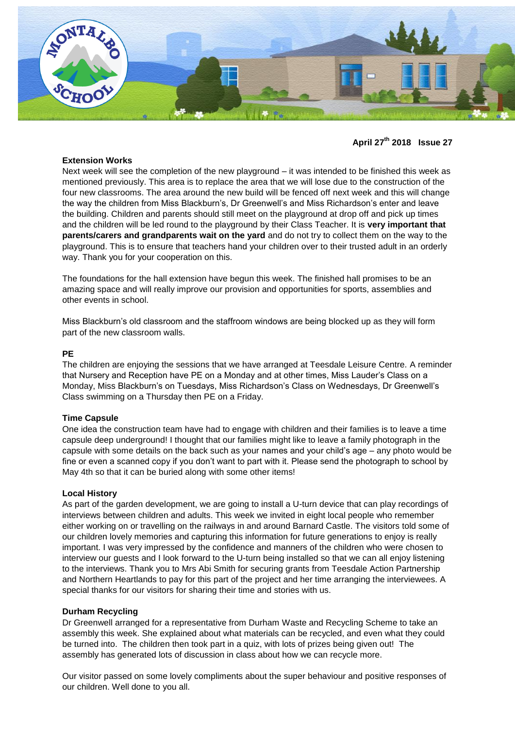**April 27th 2018 Issue 27**

## Extension Works

Next week will see the completion of the new playground – it was intended to be finished this week as mentioned previously. This area is to replace the area that we will lose due to the construction of the four new classrooms. The area around the new build will be fenced off next week and this will change the way the children from Miss Blackburn's, Dr Greenwell's and Miss Richardson's enter and leave the building. Children and parents should still meet on the playground at drop off and pick up times and the children will be led round to the playground by their Class Teacher. It is **very important that parents/carers and grandparents wait on the yard** and do not try to collect them on the way to the playground. This is to ensure that teachers hand your children over to their trusted adult in an orderly way. Thank you for your cooperation on this.

The foundations for the hall extension have begun this week. The finished hall promises to be an amazing space and will really improve our provision and opportunities for sports, assemblies and other events in school.

Miss Blackburn's old classroom and the staffroom windows are being blocked up as they will form part of the new classroom walls.

## PE

The children are enjoying the sessions that we have arranged at Teesdale Leisure Centre. A reminder that Nursery and Reception have PE on a Monday and at other times, Miss Lauder's Class on a Monday, Miss Blackburn's on Tuesdays, Miss Richardson's Class on Wednesdays, Dr Greenwell's Class swimming on a Thursday then PE on a Friday.

## Time Capsule

One idea the construction team have had to engage with children and their families is to leave a time capsule deep underground! I thought that our families might like to leave a family photograph in the capsule with some details on the back such as your names and your child's age – any photo would be fine or even a scanned copy if you don't want to part with it. Please send the photograph to school by May 4th so that it can be buried along with some other items!

## Local History

As part of the garden development, we are going to install a U-turn device that can play recordings of interviews between children and adults. This week we invited in eight local people who remember either working on or travelling on the railways in and around Barnard Castle. The visitors told some of our children lovely memories and capturing this information for future generations to enjoy is really important. I was very impressed by the confidence and manners of the children who were chosen to interview our guests and I look forward to the U-turn being installed so that we can all enjoy listening to the interviews. Thank you to Mrs Abi Smith for securing grants from Teesdale Action Partnership and Northern Heartlands to pay for this part of the project and her time arranging the interviewees. A special thanks for our visitors for sharing their time and stories with us.

## Durham Recycling

Dr Greenwell arranged for a representative from Durham Waste and Recycling Scheme to take an assembly this week. She explained about what materials can be recycled, and even what they could be turned into. The children then took part in a quiz, with lots of prizes being given out! The assembly has generated lots of discussion in class about how we can recycle more.

Our visitor passed on some lovely compliments about the super behaviour and positive responses of our children. Well done to you all.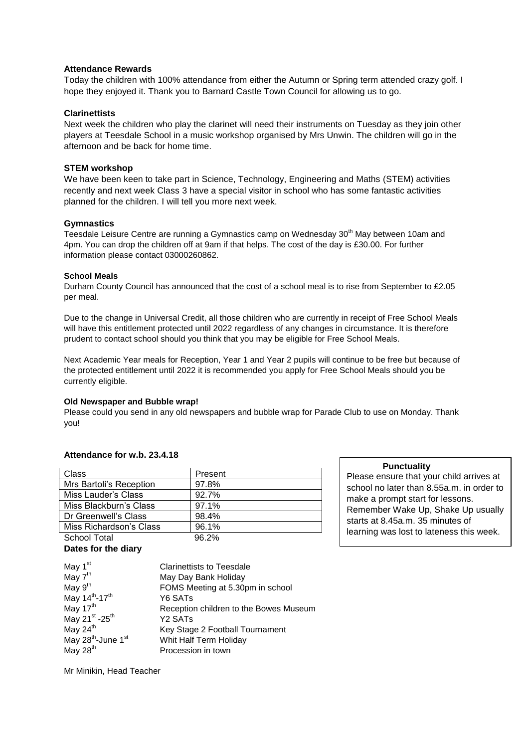### Attendance Rewards

Today the children with 100% attendance from either the Autumn or Spring term attended crazy golf. I hope they enjoyed it. Thank you to Barnard Castle Town Council for allowing us to go.

### Clarinettists

Next week the children who play the clarinet will need their instruments on Tuesday as they join other players at Teesdale School in a music workshop organised by Mrs Unwin. The children will go in the afternoon and be back for home time.

### STEM workshop

We have been keen to take part in Science, Technology, Engineering and Maths (STEM) activities recently and next week Class 3 have a special visitor in school who has some fantastic activities planned for the children. I will tell you more next week.

### Gymnastics

Teesdale Leisure Centre are running a Gymnastics camp on Wednesday 30th May between 10am and 4pm. You can drop the children off at 9am if that helps. The cost of the day is £30.00. For further information please contact 03000260862.

### School Meals

Durham County Council has announced that the cost of a school meal is to rise from September to £2.05 per meal.

Due to the change in Universal Credit, all those children who are currently in receipt of Free School Meals will have this entitlement protected until 2022 regardless of any changes in circumstance. It is therefore prudent to contact school should you think that you may be eligible for Free School Meals.

Next Academic Year meals for Reception, Year 1 and Year 2 pupils will continue to be free but because of the protected entitlement until 2022 it is recommended you apply for Free School Meals should you be currently eligible.

### Old Newspaper and Bubble wrap!

Please could you send in any old newspapers and bubble wrap for Parade Club to use on Monday. Thank you!

### Attendance for w.b. 23.4.18

| Class | Present |
|---|---|
| Mrs Bartoli's Reception | 97.8% |
| Miss Lauder's Class | 92.7% |
| Miss Blackburn's Class | 97.1% |
| Dr Greenwell's Class | 98.4% |
| Miss Richardson's Class | 96.1% |
| School Total | 96.2% |

**Punctuality**

Please ensure that your child arrives at school no later than 8.55a.m. in order to make a prompt start for lessons. Remember Wake Up, Shake Up usually starts at 8.45a.m. 35 minutes of learning was lost to lateness this week.

### Dates for the diary

| | |
|---|---|
| May 1st | Clarinettists to Teesdale |
| May 7th | May Day Bank Holiday |
| May 9th | FOMS Meeting at 5.30pm in school |
| May 14th-17th | Y6 SATs |
| May 17th | Reception children to the Bowes Museum |
| May 21st -25th | Y2 SATs |
| May 24th | Key Stage 2 Football Tournament |
| May 28th-June 1st | Whit Half Term Holiday |
| May 28th | Procession in town |

Mr Minikin, Head Teacher